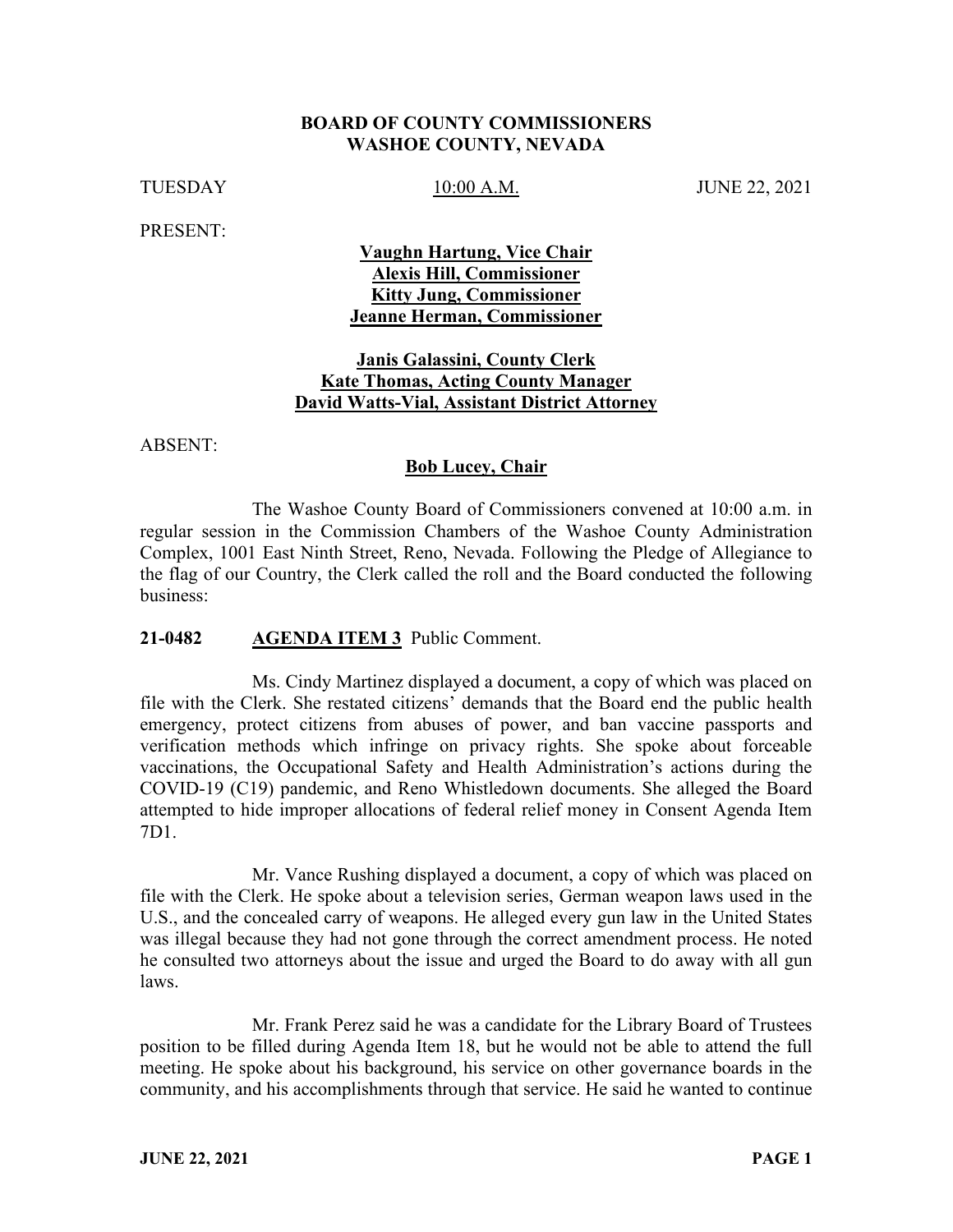**BOARD OF COUNTY COMMISSIONERS**
**WASHOE COUNTY, NEVADA**

TUESDAY 10:00 A.M. JUNE 22, 2021

PRESENT:

**Vaughn Hartung, Vice Chair**
**Alexis Hill, Commissioner**
**Kitty Jung, Commissioner**
**Jeanne Herman, Commissioner**

**Janis Galassini, County Clerk**
**Kate Thomas, Acting County Manager**
**David Watts-Vial, Assistant District Attorney**

ABSENT:

**Bob Lucey, Chair**

The Washoe County Board of Commissioners convened at 10:00 a.m. in regular session in the Commission Chambers of the Washoe County Administration Complex, 1001 East Ninth Street, Reno, Nevada. Following the Pledge of Allegiance to the flag of our Country, the Clerk called the roll and the Board conducted the following business:

**21-0482 AGENDA ITEM 3** Public Comment.

Ms. Cindy Martinez displayed a document, a copy of which was placed on file with the Clerk. She restated citizens' demands that the Board end the public health emergency, protect citizens from abuses of power, and ban vaccine passports and verification methods which infringe on privacy rights. She spoke about forceable vaccinations, the Occupational Safety and Health Administration's actions during the COVID-19 (C19) pandemic, and Reno Whistledown documents. She alleged the Board attempted to hide improper allocations of federal relief money in Consent Agenda Item 7D1.

Mr. Vance Rushing displayed a document, a copy of which was placed on file with the Clerk. He spoke about a television series, German weapon laws used in the U.S., and the concealed carry of weapons. He alleged every gun law in the United States was illegal because they had not gone through the correct amendment process. He noted he consulted two attorneys about the issue and urged the Board to do away with all gun laws.

Mr. Frank Perez said he was a candidate for the Library Board of Trustees position to be filled during Agenda Item 18, but he would not be able to attend the full meeting. He spoke about his background, his service on other governance boards in the community, and his accomplishments through that service. He said he wanted to continue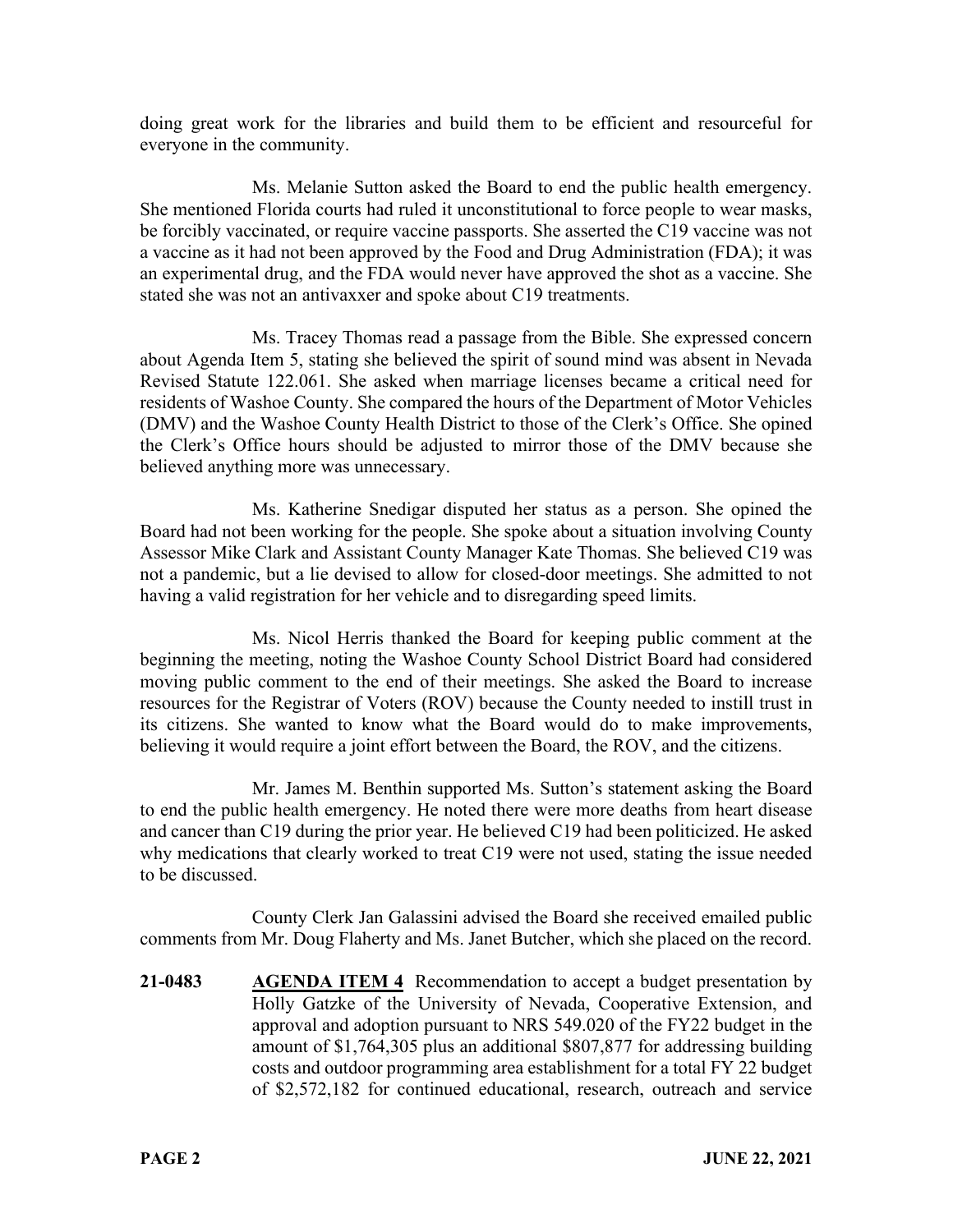doing great work for the libraries and build them to be efficient and resourceful for everyone in the community.

Ms. Melanie Sutton asked the Board to end the public health emergency. She mentioned Florida courts had ruled it unconstitutional to force people to wear masks, be forcibly vaccinated, or require vaccine passports. She asserted the C19 vaccine was not a vaccine as it had not been approved by the Food and Drug Administration (FDA); it was an experimental drug, and the FDA would never have approved the shot as a vaccine. She stated she was not an antivaxxer and spoke about C19 treatments.

Ms. Tracey Thomas read a passage from the Bible. She expressed concern about Agenda Item 5, stating she believed the spirit of sound mind was absent in Nevada Revised Statute 122.061. She asked when marriage licenses became a critical need for residents of Washoe County. She compared the hours of the Department of Motor Vehicles (DMV) and the Washoe County Health District to those of the Clerk's Office. She opined the Clerk's Office hours should be adjusted to mirror those of the DMV because she believed anything more was unnecessary.

Ms. Katherine Snedigar disputed her status as a person. She opined the Board had not been working for the people. She spoke about a situation involving County Assessor Mike Clark and Assistant County Manager Kate Thomas. She believed C19 was not a pandemic, but a lie devised to allow for closed-door meetings. She admitted to not having a valid registration for her vehicle and to disregarding speed limits.

Ms. Nicol Herris thanked the Board for keeping public comment at the beginning the meeting, noting the Washoe County School District Board had considered moving public comment to the end of their meetings. She asked the Board to increase resources for the Registrar of Voters (ROV) because the County needed to instill trust in its citizens. She wanted to know what the Board would do to make improvements, believing it would require a joint effort between the Board, the ROV, and the citizens.

Mr. James M. Benthin supported Ms. Sutton's statement asking the Board to end the public health emergency. He noted there were more deaths from heart disease and cancer than C19 during the prior year. He believed C19 had been politicized. He asked why medications that clearly worked to treat C19 were not used, stating the issue needed to be discussed.

County Clerk Jan Galassini advised the Board she received emailed public comments from Mr. Doug Flaherty and Ms. Janet Butcher, which she placed on the record.

**21-0483** **AGENDA ITEM 4** Recommendation to accept a budget presentation by Holly Gatzke of the University of Nevada, Cooperative Extension, and approval and adoption pursuant to NRS 549.020 of the FY22 budget in the amount of $1,764,305 plus an additional $807,877 for addressing building costs and outdoor programming area establishment for a total FY 22 budget of $2,572,182 for continued educational, research, outreach and service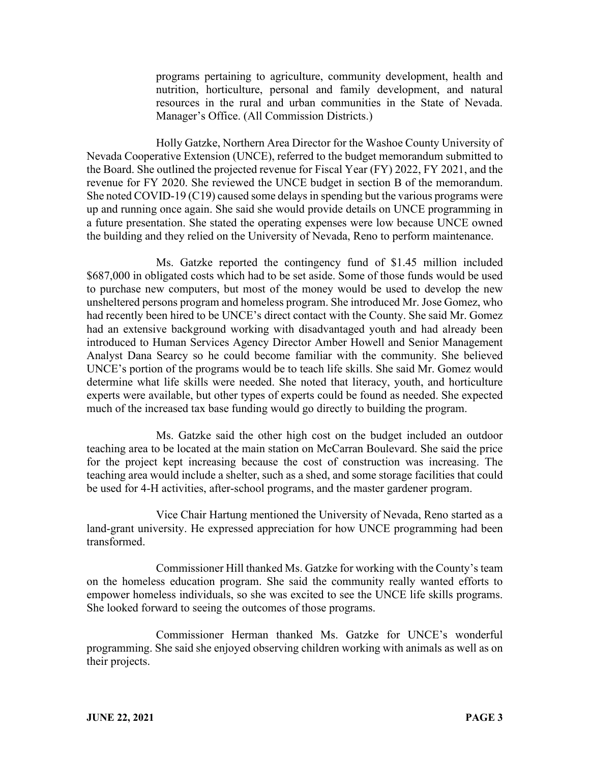programs pertaining to agriculture, community development, health and nutrition, horticulture, personal and family development, and natural resources in the rural and urban communities in the State of Nevada. Manager's Office. (All Commission Districts.)

Holly Gatzke, Northern Area Director for the Washoe County University of Nevada Cooperative Extension (UNCE), referred to the budget memorandum submitted to the Board. She outlined the projected revenue for Fiscal Year (FY) 2022, FY 2021, and the revenue for FY 2020. She reviewed the UNCE budget in section B of the memorandum. She noted COVID-19 (C19) caused some delays in spending but the various programs were up and running once again. She said she would provide details on UNCE programming in a future presentation. She stated the operating expenses were low because UNCE owned the building and they relied on the University of Nevada, Reno to perform maintenance.

Ms. Gatzke reported the contingency fund of $1.45 million included $687,000 in obligated costs which had to be set aside. Some of those funds would be used to purchase new computers, but most of the money would be used to develop the new unsheltered persons program and homeless program. She introduced Mr. Jose Gomez, who had recently been hired to be UNCE's direct contact with the County. She said Mr. Gomez had an extensive background working with disadvantaged youth and had already been introduced to Human Services Agency Director Amber Howell and Senior Management Analyst Dana Searcy so he could become familiar with the community. She believed UNCE's portion of the programs would be to teach life skills. She said Mr. Gomez would determine what life skills were needed. She noted that literacy, youth, and horticulture experts were available, but other types of experts could be found as needed. She expected much of the increased tax base funding would go directly to building the program.

Ms. Gatzke said the other high cost on the budget included an outdoor teaching area to be located at the main station on McCarran Boulevard. She said the price for the project kept increasing because the cost of construction was increasing. The teaching area would include a shelter, such as a shed, and some storage facilities that could be used for 4-H activities, after-school programs, and the master gardener program.

Vice Chair Hartung mentioned the University of Nevada, Reno started as a land-grant university. He expressed appreciation for how UNCE programming had been transformed.

Commissioner Hill thanked Ms. Gatzke for working with the County's team on the homeless education program. She said the community really wanted efforts to empower homeless individuals, so she was excited to see the UNCE life skills programs. She looked forward to seeing the outcomes of those programs.

Commissioner Herman thanked Ms. Gatzke for UNCE's wonderful programming. She said she enjoyed observing children working with animals as well as on their projects.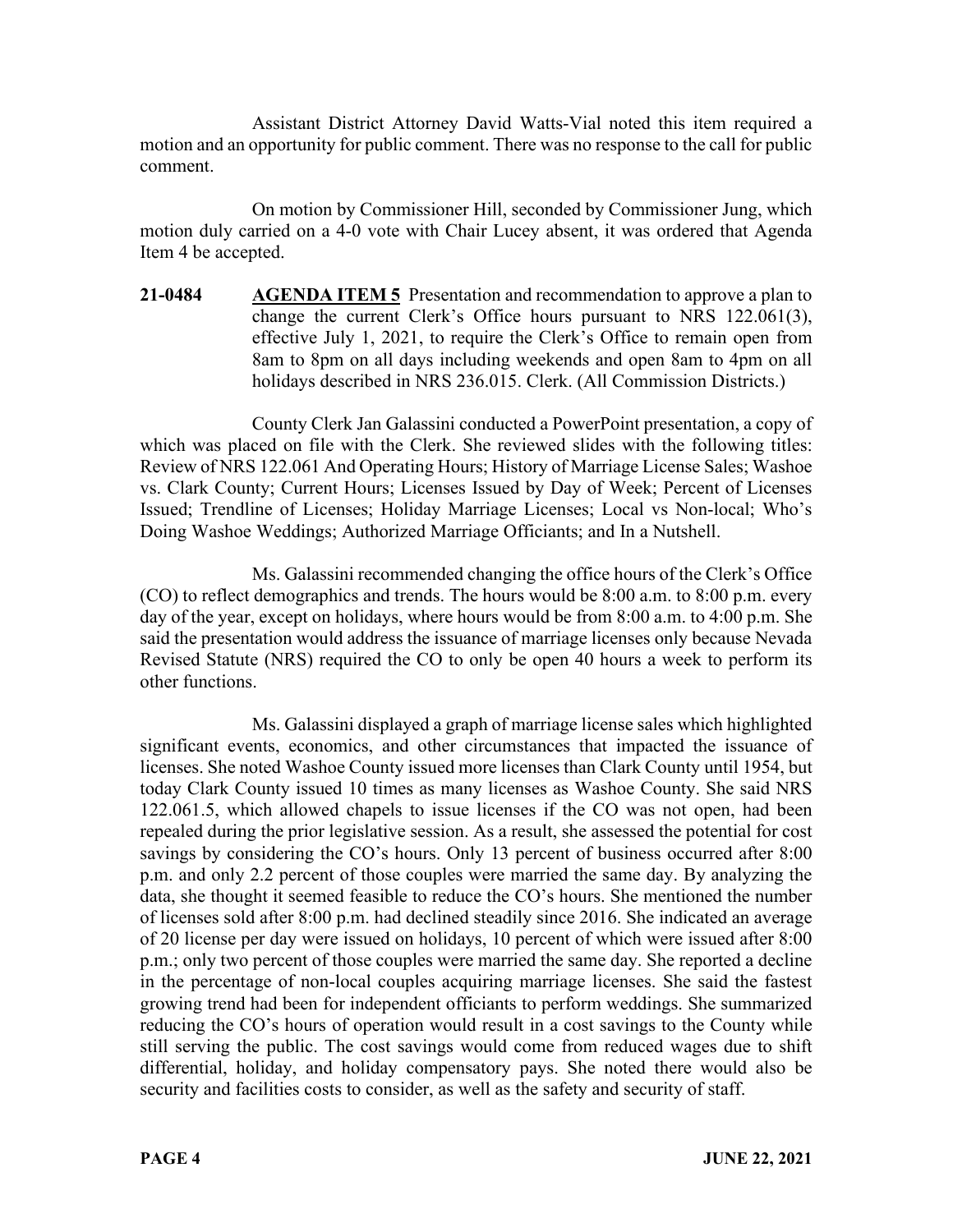Assistant District Attorney David Watts-Vial noted this item required a motion and an opportunity for public comment. There was no response to the call for public comment.

On motion by Commissioner Hill, seconded by Commissioner Jung, which motion duly carried on a 4-0 vote with Chair Lucey absent, it was ordered that Agenda Item 4 be accepted.

**21-0484** **AGENDA ITEM 5** Presentation and recommendation to approve a plan to change the current Clerk's Office hours pursuant to NRS 122.061(3), effective July 1, 2021, to require the Clerk's Office to remain open from 8am to 8pm on all days including weekends and open 8am to 4pm on all holidays described in NRS 236.015. Clerk. (All Commission Districts.)

County Clerk Jan Galassini conducted a PowerPoint presentation, a copy of which was placed on file with the Clerk. She reviewed slides with the following titles: Review of NRS 122.061 And Operating Hours; History of Marriage License Sales; Washoe vs. Clark County; Current Hours; Licenses Issued by Day of Week; Percent of Licenses Issued; Trendline of Licenses; Holiday Marriage Licenses; Local vs Non-local; Who's Doing Washoe Weddings; Authorized Marriage Officiants; and In a Nutshell.

Ms. Galassini recommended changing the office hours of the Clerk's Office (CO) to reflect demographics and trends. The hours would be 8:00 a.m. to 8:00 p.m. every day of the year, except on holidays, where hours would be from 8:00 a.m. to 4:00 p.m. She said the presentation would address the issuance of marriage licenses only because Nevada Revised Statute (NRS) required the CO to only be open 40 hours a week to perform its other functions.

Ms. Galassini displayed a graph of marriage license sales which highlighted significant events, economics, and other circumstances that impacted the issuance of licenses. She noted Washoe County issued more licenses than Clark County until 1954, but today Clark County issued 10 times as many licenses as Washoe County. She said NRS 122.061.5, which allowed chapels to issue licenses if the CO was not open, had been repealed during the prior legislative session. As a result, she assessed the potential for cost savings by considering the CO's hours. Only 13 percent of business occurred after 8:00 p.m. and only 2.2 percent of those couples were married the same day. By analyzing the data, she thought it seemed feasible to reduce the CO's hours. She mentioned the number of licenses sold after 8:00 p.m. had declined steadily since 2016. She indicated an average of 20 license per day were issued on holidays, 10 percent of which were issued after 8:00 p.m.; only two percent of those couples were married the same day. She reported a decline in the percentage of non-local couples acquiring marriage licenses. She said the fastest growing trend had been for independent officiants to perform weddings. She summarized reducing the CO's hours of operation would result in a cost savings to the County while still serving the public. The cost savings would come from reduced wages due to shift differential, holiday, and holiday compensatory pays. She noted there would also be security and facilities costs to consider, as well as the safety and security of staff.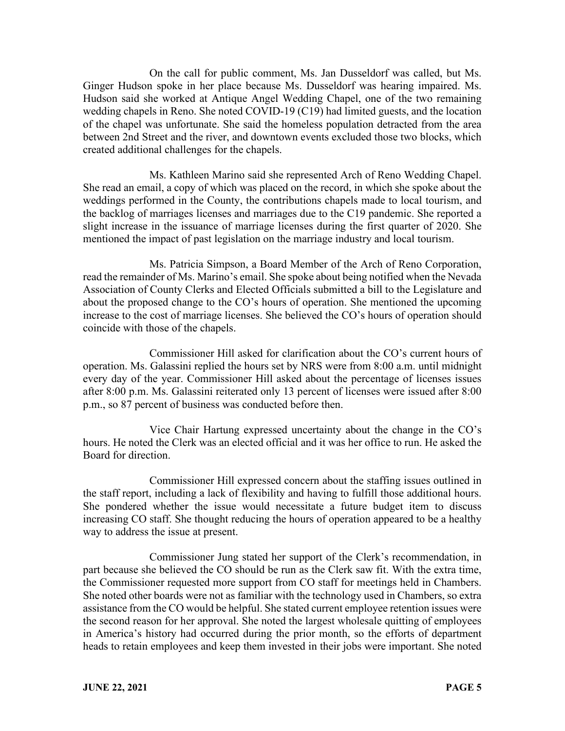On the call for public comment, Ms. Jan Dusseldorf was called, but Ms. Ginger Hudson spoke in her place because Ms. Dusseldorf was hearing impaired. Ms. Hudson said she worked at Antique Angel Wedding Chapel, one of the two remaining wedding chapels in Reno. She noted COVID-19 (C19) had limited guests, and the location of the chapel was unfortunate. She said the homeless population detracted from the area between 2nd Street and the river, and downtown events excluded those two blocks, which created additional challenges for the chapels.

Ms. Kathleen Marino said she represented Arch of Reno Wedding Chapel. She read an email, a copy of which was placed on the record, in which she spoke about the weddings performed in the County, the contributions chapels made to local tourism, and the backlog of marriages licenses and marriages due to the C19 pandemic. She reported a slight increase in the issuance of marriage licenses during the first quarter of 2020. She mentioned the impact of past legislation on the marriage industry and local tourism.

Ms. Patricia Simpson, a Board Member of the Arch of Reno Corporation, read the remainder of Ms. Marino's email. She spoke about being notified when the Nevada Association of County Clerks and Elected Officials submitted a bill to the Legislature and about the proposed change to the CO's hours of operation. She mentioned the upcoming increase to the cost of marriage licenses. She believed the CO's hours of operation should coincide with those of the chapels.

Commissioner Hill asked for clarification about the CO's current hours of operation. Ms. Galassini replied the hours set by NRS were from 8:00 a.m. until midnight every day of the year. Commissioner Hill asked about the percentage of licenses issues after 8:00 p.m. Ms. Galassini reiterated only 13 percent of licenses were issued after 8:00 p.m., so 87 percent of business was conducted before then.

Vice Chair Hartung expressed uncertainty about the change in the CO's hours. He noted the Clerk was an elected official and it was her office to run. He asked the Board for direction.

Commissioner Hill expressed concern about the staffing issues outlined in the staff report, including a lack of flexibility and having to fulfill those additional hours. She pondered whether the issue would necessitate a future budget item to discuss increasing CO staff. She thought reducing the hours of operation appeared to be a healthy way to address the issue at present.

Commissioner Jung stated her support of the Clerk's recommendation, in part because she believed the CO should be run as the Clerk saw fit. With the extra time, the Commissioner requested more support from CO staff for meetings held in Chambers. She noted other boards were not as familiar with the technology used in Chambers, so extra assistance from the CO would be helpful. She stated current employee retention issues were the second reason for her approval. She noted the largest wholesale quitting of employees in America's history had occurred during the prior month, so the efforts of department heads to retain employees and keep them invested in their jobs were important. She noted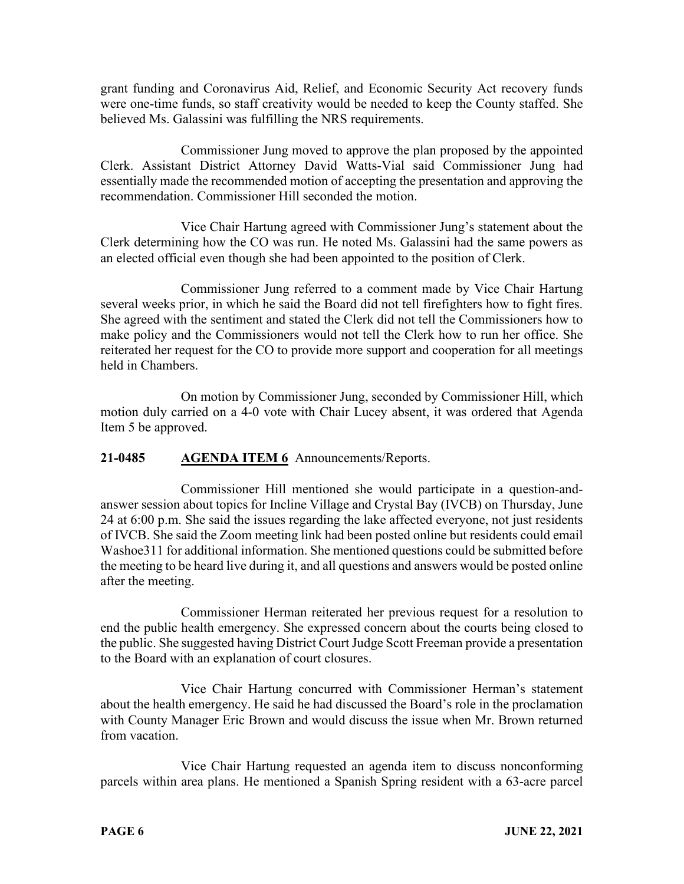grant funding and Coronavirus Aid, Relief, and Economic Security Act recovery funds were one-time funds, so staff creativity would be needed to keep the County staffed. She believed Ms. Galassini was fulfilling the NRS requirements.

Commissioner Jung moved to approve the plan proposed by the appointed Clerk. Assistant District Attorney David Watts-Vial said Commissioner Jung had essentially made the recommended motion of accepting the presentation and approving the recommendation. Commissioner Hill seconded the motion.

Vice Chair Hartung agreed with Commissioner Jung's statement about the Clerk determining how the CO was run. He noted Ms. Galassini had the same powers as an elected official even though she had been appointed to the position of Clerk.

Commissioner Jung referred to a comment made by Vice Chair Hartung several weeks prior, in which he said the Board did not tell firefighters how to fight fires. She agreed with the sentiment and stated the Clerk did not tell the Commissioners how to make policy and the Commissioners would not tell the Clerk how to run her office. She reiterated her request for the CO to provide more support and cooperation for all meetings held in Chambers.

On motion by Commissioner Jung, seconded by Commissioner Hill, which motion duly carried on a 4-0 vote with Chair Lucey absent, it was ordered that Agenda Item 5 be approved.

**21-0485 AGENDA ITEM 6** Announcements/Reports.

Commissioner Hill mentioned she would participate in a question-and-answer session about topics for Incline Village and Crystal Bay (IVCB) on Thursday, June 24 at 6:00 p.m. She said the issues regarding the lake affected everyone, not just residents of IVCB. She said the Zoom meeting link had been posted online but residents could email Washoe311 for additional information. She mentioned questions could be submitted before the meeting to be heard live during it, and all questions and answers would be posted online after the meeting.

Commissioner Herman reiterated her previous request for a resolution to end the public health emergency. She expressed concern about the courts being closed to the public. She suggested having District Court Judge Scott Freeman provide a presentation to the Board with an explanation of court closures.

Vice Chair Hartung concurred with Commissioner Herman's statement about the health emergency. He said he had discussed the Board's role in the proclamation with County Manager Eric Brown and would discuss the issue when Mr. Brown returned from vacation.

Vice Chair Hartung requested an agenda item to discuss nonconforming parcels within area plans. He mentioned a Spanish Spring resident with a 63-acre parcel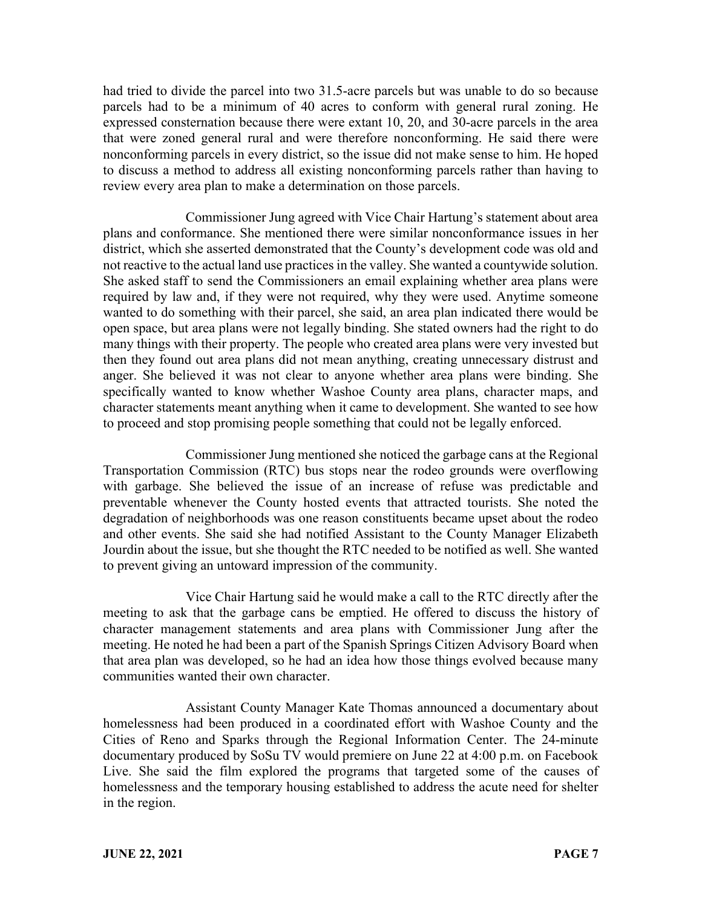had tried to divide the parcel into two 31.5-acre parcels but was unable to do so because parcels had to be a minimum of 40 acres to conform with general rural zoning. He expressed consternation because there were extant 10, 20, and 30-acre parcels in the area that were zoned general rural and were therefore nonconforming. He said there were nonconforming parcels in every district, so the issue did not make sense to him. He hoped to discuss a method to address all existing nonconforming parcels rather than having to review every area plan to make a determination on those parcels.

Commissioner Jung agreed with Vice Chair Hartung's statement about area plans and conformance. She mentioned there were similar nonconformance issues in her district, which she asserted demonstrated that the County's development code was old and not reactive to the actual land use practices in the valley. She wanted a countywide solution. She asked staff to send the Commissioners an email explaining whether area plans were required by law and, if they were not required, why they were used. Anytime someone wanted to do something with their parcel, she said, an area plan indicated there would be open space, but area plans were not legally binding. She stated owners had the right to do many things with their property. The people who created area plans were very invested but then they found out area plans did not mean anything, creating unnecessary distrust and anger. She believed it was not clear to anyone whether area plans were binding. She specifically wanted to know whether Washoe County area plans, character maps, and character statements meant anything when it came to development. She wanted to see how to proceed and stop promising people something that could not be legally enforced.

Commissioner Jung mentioned she noticed the garbage cans at the Regional Transportation Commission (RTC) bus stops near the rodeo grounds were overflowing with garbage. She believed the issue of an increase of refuse was predictable and preventable whenever the County hosted events that attracted tourists. She noted the degradation of neighborhoods was one reason constituents became upset about the rodeo and other events. She said she had notified Assistant to the County Manager Elizabeth Jourdin about the issue, but she thought the RTC needed to be notified as well. She wanted to prevent giving an untoward impression of the community.

Vice Chair Hartung said he would make a call to the RTC directly after the meeting to ask that the garbage cans be emptied. He offered to discuss the history of character management statements and area plans with Commissioner Jung after the meeting. He noted he had been a part of the Spanish Springs Citizen Advisory Board when that area plan was developed, so he had an idea how those things evolved because many communities wanted their own character.

Assistant County Manager Kate Thomas announced a documentary about homelessness had been produced in a coordinated effort with Washoe County and the Cities of Reno and Sparks through the Regional Information Center. The 24-minute documentary produced by SoSu TV would premiere on June 22 at 4:00 p.m. on Facebook Live. She said the film explored the programs that targeted some of the causes of homelessness and the temporary housing established to address the acute need for shelter in the region.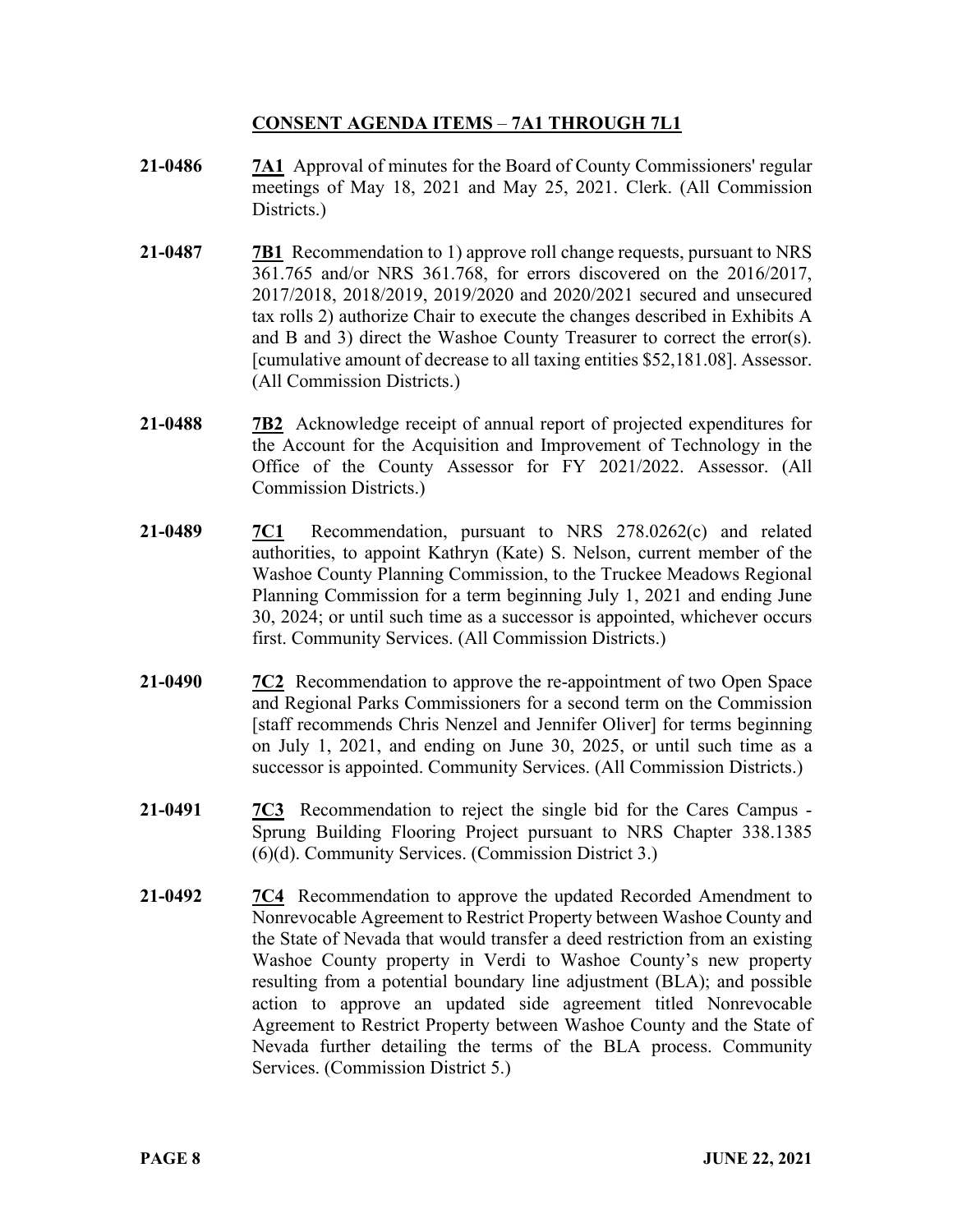## CONSENT AGENDA ITEMS – 7A1 THROUGH 7L1

**21-0486** **7A1** Approval of minutes for the Board of County Commissioners' regular meetings of May 18, 2021 and May 25, 2021. Clerk. (All Commission Districts.)

**21-0487** **7B1** Recommendation to 1) approve roll change requests, pursuant to NRS 361.765 and/or NRS 361.768, for errors discovered on the 2016/2017, 2017/2018, 2018/2019, 2019/2020 and 2020/2021 secured and unsecured tax rolls 2) authorize Chair to execute the changes described in Exhibits A and B and 3) direct the Washoe County Treasurer to correct the error(s). [cumulative amount of decrease to all taxing entities $52,181.08]. Assessor. (All Commission Districts.)

**21-0488** **7B2** Acknowledge receipt of annual report of projected expenditures for the Account for the Acquisition and Improvement of Technology in the Office of the County Assessor for FY 2021/2022. Assessor. (All Commission Districts.)

**21-0489** **7C1** Recommendation, pursuant to NRS 278.0262(c) and related authorities, to appoint Kathryn (Kate) S. Nelson, current member of the Washoe County Planning Commission, to the Truckee Meadows Regional Planning Commission for a term beginning July 1, 2021 and ending June 30, 2024; or until such time as a successor is appointed, whichever occurs first. Community Services. (All Commission Districts.)

**21-0490** **7C2** Recommendation to approve the re-appointment of two Open Space and Regional Parks Commissioners for a second term on the Commission [staff recommends Chris Nenzel and Jennifer Oliver] for terms beginning on July 1, 2021, and ending on June 30, 2025, or until such time as a successor is appointed. Community Services. (All Commission Districts.)

**21-0491** **7C3** Recommendation to reject the single bid for the Cares Campus - Sprung Building Flooring Project pursuant to NRS Chapter 338.1385 (6)(d). Community Services. (Commission District 3.)

**21-0492** **7C4** Recommendation to approve the updated Recorded Amendment to Nonrevocable Agreement to Restrict Property between Washoe County and the State of Nevada that would transfer a deed restriction from an existing Washoe County property in Verdi to Washoe County's new property resulting from a potential boundary line adjustment (BLA); and possible action to approve an updated side agreement titled Nonrevocable Agreement to Restrict Property between Washoe County and the State of Nevada further detailing the terms of the BLA process. Community Services. (Commission District 5.)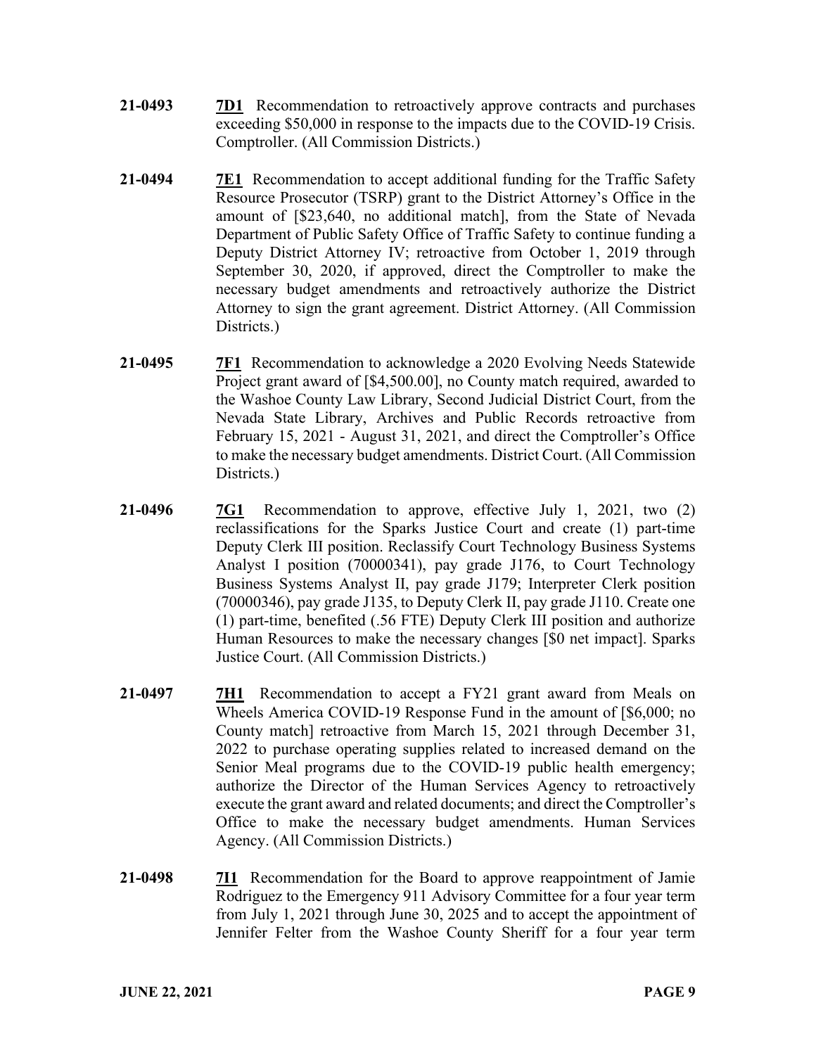**21-0493** **7D1** Recommendation to retroactively approve contracts and purchases exceeding $50,000 in response to the impacts due to the COVID-19 Crisis. Comptroller. (All Commission Districts.)

**21-0494** **7E1** Recommendation to accept additional funding for the Traffic Safety Resource Prosecutor (TSRP) grant to the District Attorney's Office in the amount of [$23,640, no additional match], from the State of Nevada Department of Public Safety Office of Traffic Safety to continue funding a Deputy District Attorney IV; retroactive from October 1, 2019 through September 30, 2020, if approved, direct the Comptroller to make the necessary budget amendments and retroactively authorize the District Attorney to sign the grant agreement. District Attorney. (All Commission Districts.)

**21-0495** **7F1** Recommendation to acknowledge a 2020 Evolving Needs Statewide Project grant award of [$4,500.00], no County match required, awarded to the Washoe County Law Library, Second Judicial District Court, from the Nevada State Library, Archives and Public Records retroactive from February 15, 2021 - August 31, 2021, and direct the Comptroller's Office to make the necessary budget amendments. District Court. (All Commission Districts.)

**21-0496** **7G1** Recommendation to approve, effective July 1, 2021, two (2) reclassifications for the Sparks Justice Court and create (1) part-time Deputy Clerk III position. Reclassify Court Technology Business Systems Analyst I position (70000341), pay grade J176, to Court Technology Business Systems Analyst II, pay grade J179; Interpreter Clerk position (70000346), pay grade J135, to Deputy Clerk II, pay grade J110. Create one (1) part-time, benefited (.56 FTE) Deputy Clerk III position and authorize Human Resources to make the necessary changes [$0 net impact]. Sparks Justice Court. (All Commission Districts.)

**21-0497** **7H1** Recommendation to accept a FY21 grant award from Meals on Wheels America COVID-19 Response Fund in the amount of [$6,000; no County match] retroactive from March 15, 2021 through December 31, 2022 to purchase operating supplies related to increased demand on the Senior Meal programs due to the COVID-19 public health emergency; authorize the Director of the Human Services Agency to retroactively execute the grant award and related documents; and direct the Comptroller's Office to make the necessary budget amendments. Human Services Agency. (All Commission Districts.)

**21-0498** **7I1** Recommendation for the Board to approve reappointment of Jamie Rodriguez to the Emergency 911 Advisory Committee for a four year term from July 1, 2021 through June 30, 2025 and to accept the appointment of Jennifer Felter from the Washoe County Sheriff for a four year term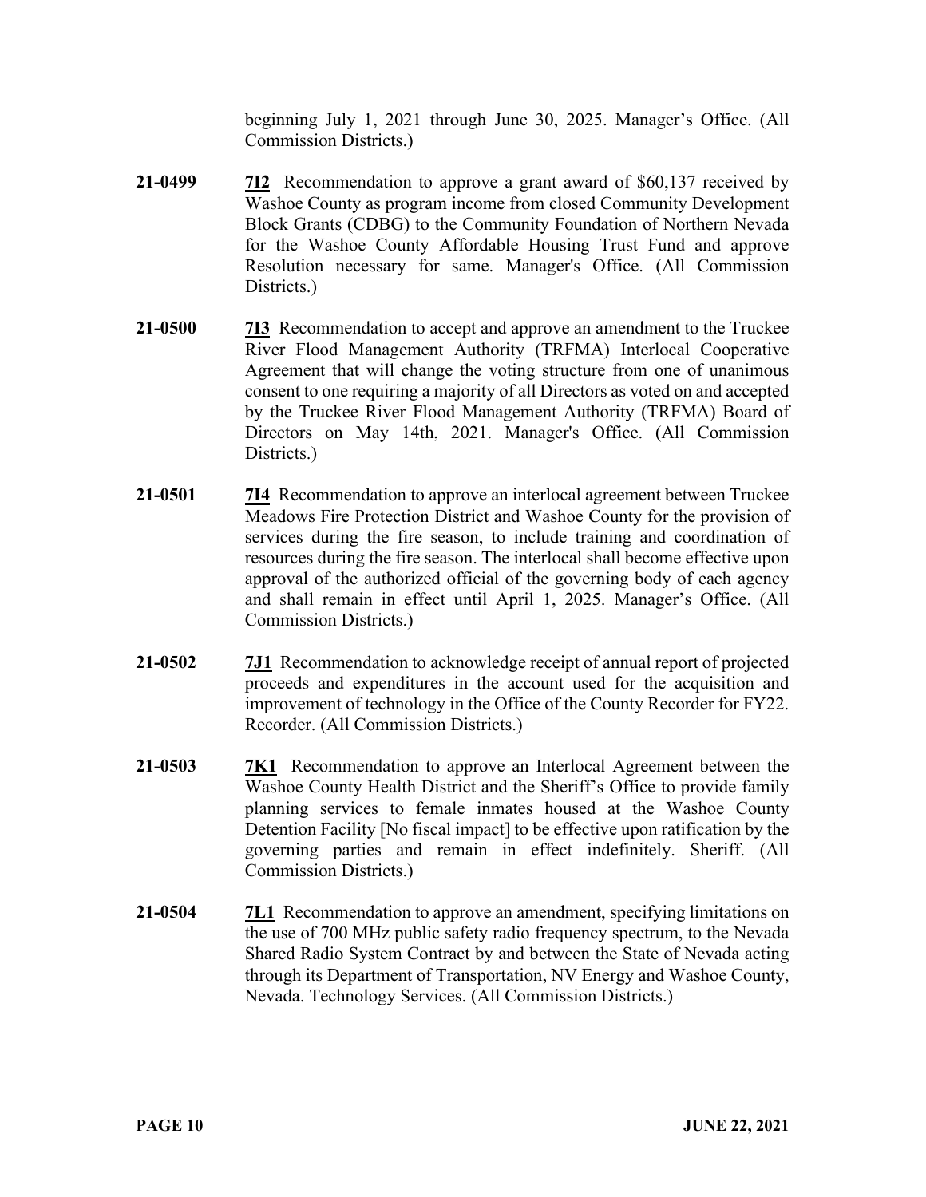beginning July 1, 2021 through June 30, 2025. Manager's Office. (All Commission Districts.)

**21-0499** **7I2** Recommendation to approve a grant award of $60,137 received by Washoe County as program income from closed Community Development Block Grants (CDBG) to the Community Foundation of Northern Nevada for the Washoe County Affordable Housing Trust Fund and approve Resolution necessary for same. Manager's Office. (All Commission Districts.)

**21-0500** **7I3** Recommendation to accept and approve an amendment to the Truckee River Flood Management Authority (TRFMA) Interlocal Cooperative Agreement that will change the voting structure from one of unanimous consent to one requiring a majority of all Directors as voted on and accepted by the Truckee River Flood Management Authority (TRFMA) Board of Directors on May 14th, 2021. Manager's Office. (All Commission Districts.)

**21-0501** **7I4** Recommendation to approve an interlocal agreement between Truckee Meadows Fire Protection District and Washoe County for the provision of services during the fire season, to include training and coordination of resources during the fire season. The interlocal shall become effective upon approval of the authorized official of the governing body of each agency and shall remain in effect until April 1, 2025. Manager's Office. (All Commission Districts.)

**21-0502** **7J1** Recommendation to acknowledge receipt of annual report of projected proceeds and expenditures in the account used for the acquisition and improvement of technology in the Office of the County Recorder for FY22. Recorder. (All Commission Districts.)

**21-0503** **7K1** Recommendation to approve an Interlocal Agreement between the Washoe County Health District and the Sheriff's Office to provide family planning services to female inmates housed at the Washoe County Detention Facility [No fiscal impact] to be effective upon ratification by the governing parties and remain in effect indefinitely. Sheriff. (All Commission Districts.)

**21-0504** **7L1** Recommendation to approve an amendment, specifying limitations on the use of 700 MHz public safety radio frequency spectrum, to the Nevada Shared Radio System Contract by and between the State of Nevada acting through its Department of Transportation, NV Energy and Washoe County, Nevada. Technology Services. (All Commission Districts.)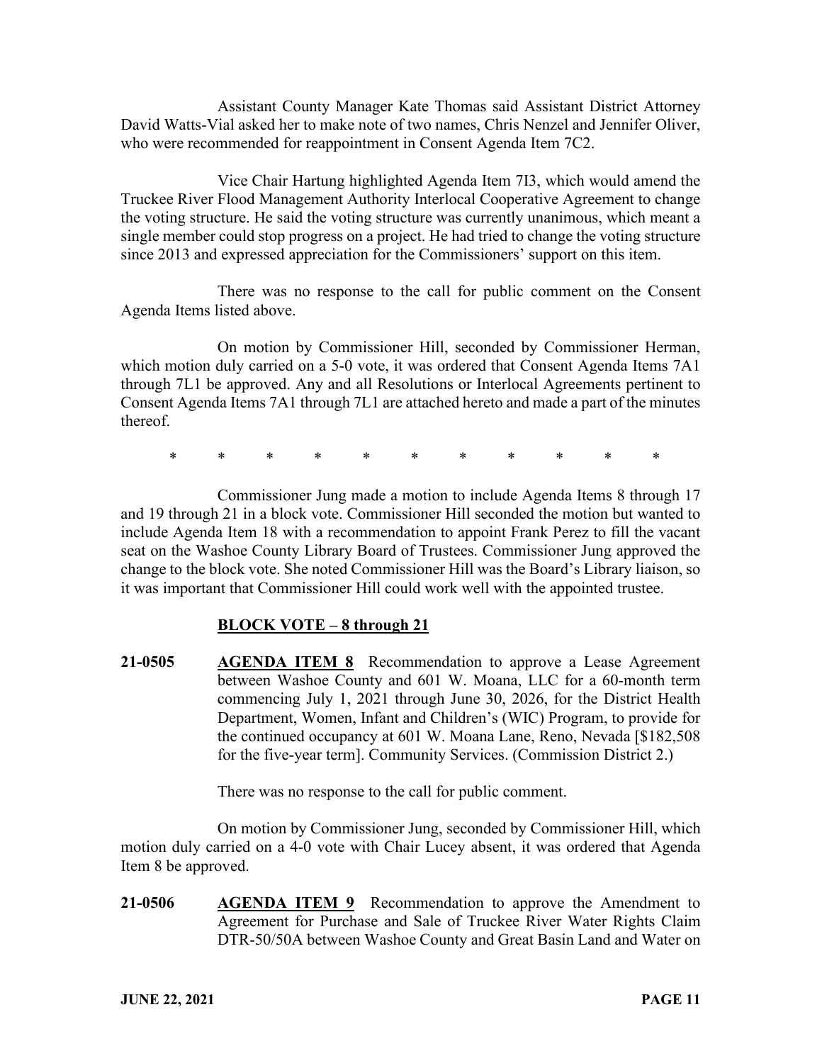Assistant County Manager Kate Thomas said Assistant District Attorney David Watts-Vial asked her to make note of two names, Chris Nenzel and Jennifer Oliver, who were recommended for reappointment in Consent Agenda Item 7C2.

Vice Chair Hartung highlighted Agenda Item 7I3, which would amend the Truckee River Flood Management Authority Interlocal Cooperative Agreement to change the voting structure. He said the voting structure was currently unanimous, which meant a single member could stop progress on a project. He had tried to change the voting structure since 2013 and expressed appreciation for the Commissioners' support on this item.

There was no response to the call for public comment on the Consent Agenda Items listed above.

On motion by Commissioner Hill, seconded by Commissioner Herman, which motion duly carried on a 5-0 vote, it was ordered that Consent Agenda Items 7A1 through 7L1 be approved. Any and all Resolutions or Interlocal Agreements pertinent to Consent Agenda Items 7A1 through 7L1 are attached hereto and made a part of the minutes thereof.

\* \* \* \* \* \* \* \* \* \* \*

Commissioner Jung made a motion to include Agenda Items 8 through 17 and 19 through 21 in a block vote. Commissioner Hill seconded the motion but wanted to include Agenda Item 18 with a recommendation to appoint Frank Perez to fill the vacant seat on the Washoe County Library Board of Trustees. Commissioner Jung approved the change to the block vote. She noted Commissioner Hill was the Board's Library liaison, so it was important that Commissioner Hill could work well with the appointed trustee.

**BLOCK VOTE – 8 through 21**

**21-0505** **AGENDA ITEM 8** Recommendation to approve a Lease Agreement between Washoe County and 601 W. Moana, LLC for a 60-month term commencing July 1, 2021 through June 30, 2026, for the District Health Department, Women, Infant and Children's (WIC) Program, to provide for the continued occupancy at 601 W. Moana Lane, Reno, Nevada [$182,508 for the five-year term]. Community Services. (Commission District 2.)

There was no response to the call for public comment.

On motion by Commissioner Jung, seconded by Commissioner Hill, which motion duly carried on a 4-0 vote with Chair Lucey absent, it was ordered that Agenda Item 8 be approved.

**21-0506** **AGENDA ITEM 9** Recommendation to approve the Amendment to Agreement for Purchase and Sale of Truckee River Water Rights Claim DTR-50/50A between Washoe County and Great Basin Land and Water on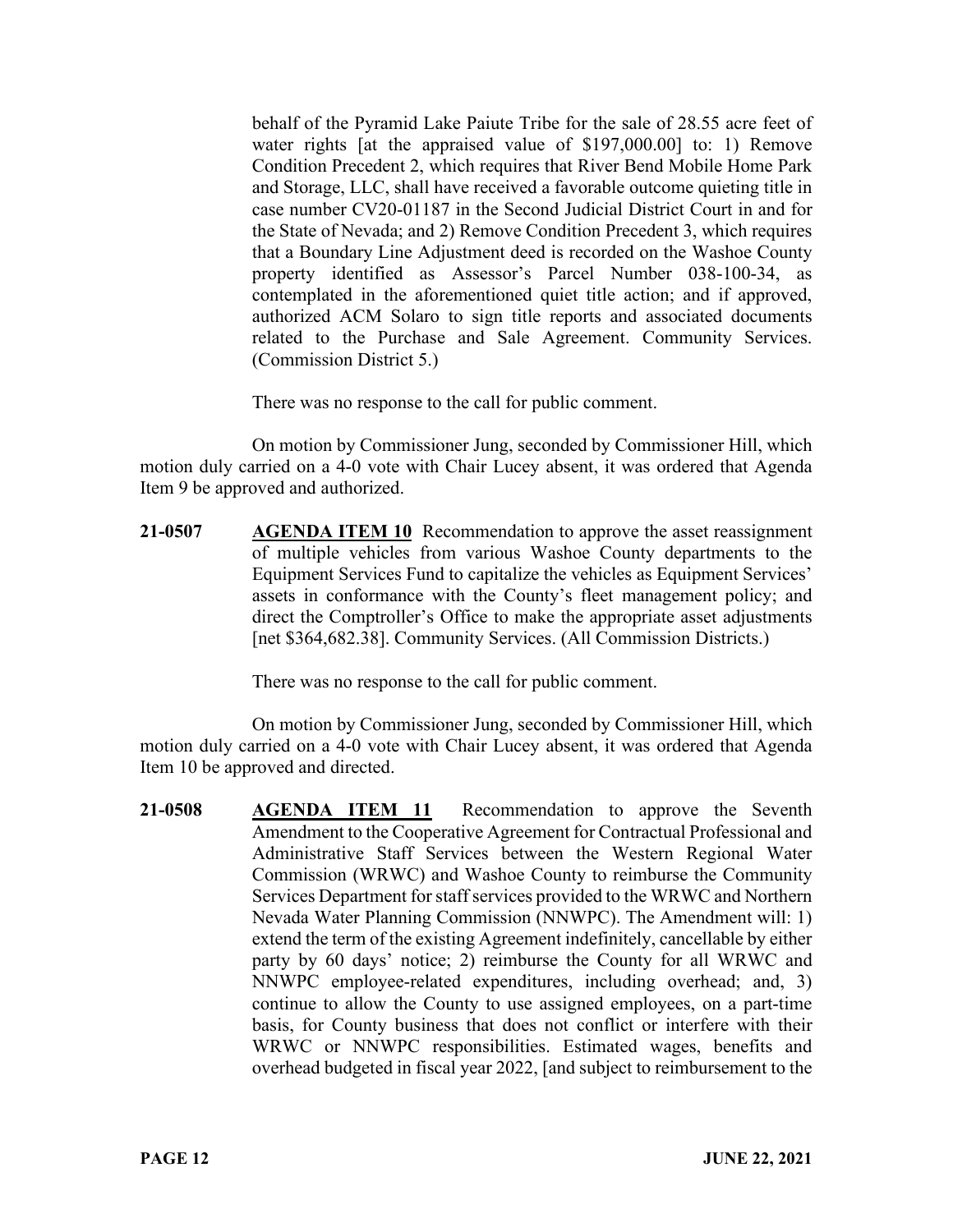behalf of the Pyramid Lake Paiute Tribe for the sale of 28.55 acre feet of water rights [at the appraised value of $197,000.00] to: 1) Remove Condition Precedent 2, which requires that River Bend Mobile Home Park and Storage, LLC, shall have received a favorable outcome quieting title in case number CV20-01187 in the Second Judicial District Court in and for the State of Nevada; and 2) Remove Condition Precedent 3, which requires that a Boundary Line Adjustment deed is recorded on the Washoe County property identified as Assessor's Parcel Number 038-100-34, as contemplated in the aforementioned quiet title action; and if approved, authorized ACM Solaro to sign title reports and associated documents related to the Purchase and Sale Agreement. Community Services. (Commission District 5.)

There was no response to the call for public comment.

On motion by Commissioner Jung, seconded by Commissioner Hill, which motion duly carried on a 4-0 vote with Chair Lucey absent, it was ordered that Agenda Item 9 be approved and authorized.

**21-0507** **AGENDA ITEM 10** Recommendation to approve the asset reassignment of multiple vehicles from various Washoe County departments to the Equipment Services Fund to capitalize the vehicles as Equipment Services' assets in conformance with the County's fleet management policy; and direct the Comptroller's Office to make the appropriate asset adjustments [net $364,682.38]. Community Services. (All Commission Districts.)

There was no response to the call for public comment.

On motion by Commissioner Jung, seconded by Commissioner Hill, which motion duly carried on a 4-0 vote with Chair Lucey absent, it was ordered that Agenda Item 10 be approved and directed.

**21-0508** **AGENDA ITEM 11** Recommendation to approve the Seventh Amendment to the Cooperative Agreement for Contractual Professional and Administrative Staff Services between the Western Regional Water Commission (WRWC) and Washoe County to reimburse the Community Services Department for staff services provided to the WRWC and Northern Nevada Water Planning Commission (NNWPC). The Amendment will: 1) extend the term of the existing Agreement indefinitely, cancellable by either party by 60 days' notice; 2) reimburse the County for all WRWC and NNWPC employee-related expenditures, including overhead; and, 3) continue to allow the County to use assigned employees, on a part-time basis, for County business that does not conflict or interfere with their WRWC or NNWPC responsibilities. Estimated wages, benefits and overhead budgeted in fiscal year 2022, [and subject to reimbursement to the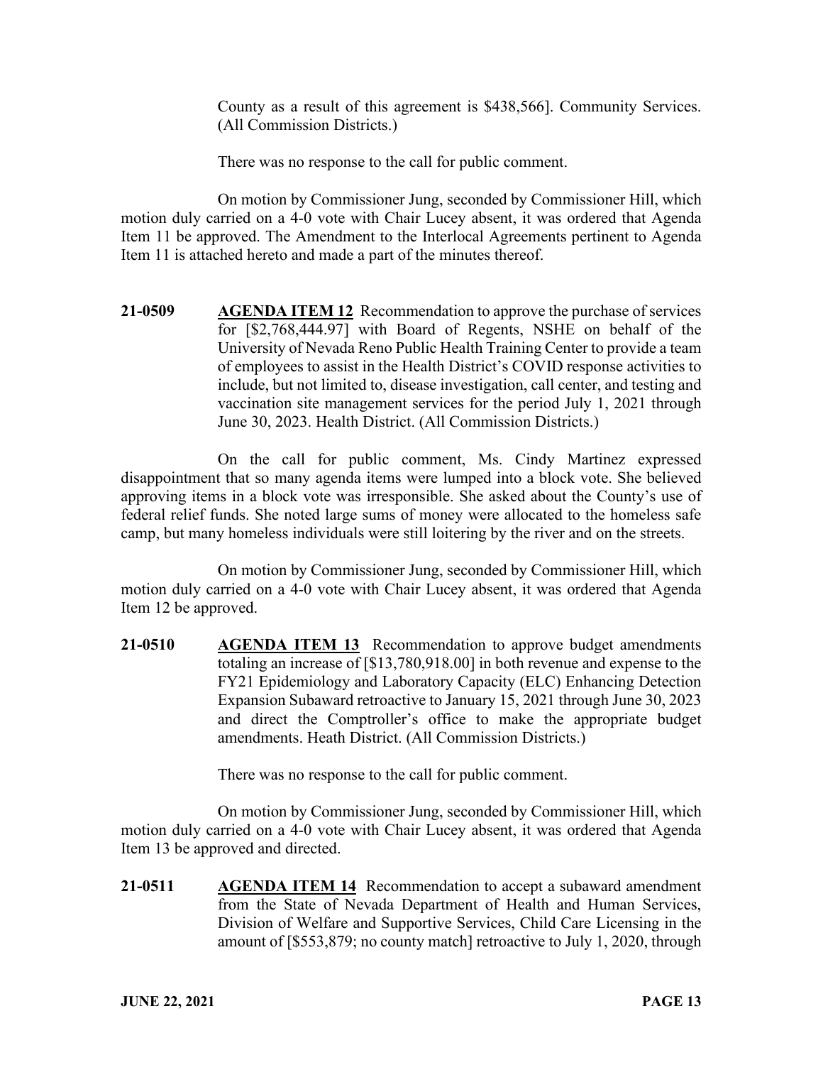County as a result of this agreement is $438,566]. Community Services. (All Commission Districts.)

There was no response to the call for public comment.

On motion by Commissioner Jung, seconded by Commissioner Hill, which motion duly carried on a 4-0 vote with Chair Lucey absent, it was ordered that Agenda Item 11 be approved. The Amendment to the Interlocal Agreements pertinent to Agenda Item 11 is attached hereto and made a part of the minutes thereof.

**21-0509** **AGENDA ITEM 12** Recommendation to approve the purchase of services for [$2,768,444.97] with Board of Regents, NSHE on behalf of the University of Nevada Reno Public Health Training Center to provide a team of employees to assist in the Health District's COVID response activities to include, but not limited to, disease investigation, call center, and testing and vaccination site management services for the period July 1, 2021 through June 30, 2023. Health District. (All Commission Districts.)

On the call for public comment, Ms. Cindy Martinez expressed disappointment that so many agenda items were lumped into a block vote. She believed approving items in a block vote was irresponsible. She asked about the County's use of federal relief funds. She noted large sums of money were allocated to the homeless safe camp, but many homeless individuals were still loitering by the river and on the streets.

On motion by Commissioner Jung, seconded by Commissioner Hill, which motion duly carried on a 4-0 vote with Chair Lucey absent, it was ordered that Agenda Item 12 be approved.

**21-0510** **AGENDA ITEM 13** Recommendation to approve budget amendments totaling an increase of [$13,780,918.00] in both revenue and expense to the FY21 Epidemiology and Laboratory Capacity (ELC) Enhancing Detection Expansion Subaward retroactive to January 15, 2021 through June 30, 2023 and direct the Comptroller's office to make the appropriate budget amendments. Heath District. (All Commission Districts.)

There was no response to the call for public comment.

On motion by Commissioner Jung, seconded by Commissioner Hill, which motion duly carried on a 4-0 vote with Chair Lucey absent, it was ordered that Agenda Item 13 be approved and directed.

**21-0511** **AGENDA ITEM 14** Recommendation to accept a subaward amendment from the State of Nevada Department of Health and Human Services, Division of Welfare and Supportive Services, Child Care Licensing in the amount of [$553,879; no county match] retroactive to July 1, 2020, through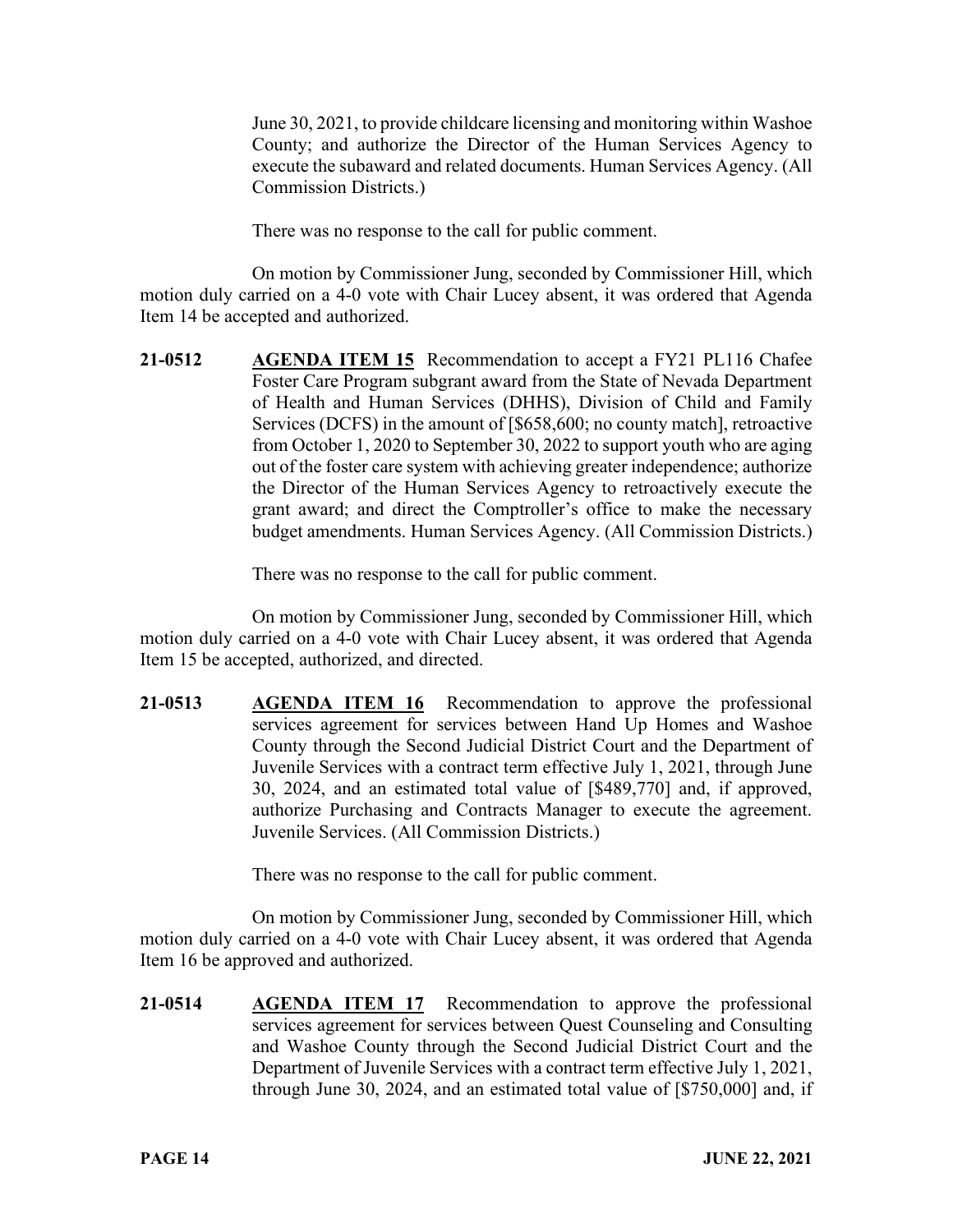June 30, 2021, to provide childcare licensing and monitoring within Washoe County; and authorize the Director of the Human Services Agency to execute the subaward and related documents. Human Services Agency. (All Commission Districts.)

There was no response to the call for public comment.

On motion by Commissioner Jung, seconded by Commissioner Hill, which motion duly carried on a 4-0 vote with Chair Lucey absent, it was ordered that Agenda Item 14 be accepted and authorized.

**21-0512** **AGENDA ITEM 15** Recommendation to accept a FY21 PL116 Chafee Foster Care Program subgrant award from the State of Nevada Department of Health and Human Services (DHHS), Division of Child and Family Services (DCFS) in the amount of [$658,600; no county match], retroactive from October 1, 2020 to September 30, 2022 to support youth who are aging out of the foster care system with achieving greater independence; authorize the Director of the Human Services Agency to retroactively execute the grant award; and direct the Comptroller's office to make the necessary budget amendments. Human Services Agency. (All Commission Districts.)

There was no response to the call for public comment.

On motion by Commissioner Jung, seconded by Commissioner Hill, which motion duly carried on a 4-0 vote with Chair Lucey absent, it was ordered that Agenda Item 15 be accepted, authorized, and directed.

**21-0513** **AGENDA ITEM 16** Recommendation to approve the professional services agreement for services between Hand Up Homes and Washoe County through the Second Judicial District Court and the Department of Juvenile Services with a contract term effective July 1, 2021, through June 30, 2024, and an estimated total value of [$489,770] and, if approved, authorize Purchasing and Contracts Manager to execute the agreement. Juvenile Services. (All Commission Districts.)

There was no response to the call for public comment.

On motion by Commissioner Jung, seconded by Commissioner Hill, which motion duly carried on a 4-0 vote with Chair Lucey absent, it was ordered that Agenda Item 16 be approved and authorized.

**21-0514** **AGENDA ITEM 17** Recommendation to approve the professional services agreement for services between Quest Counseling and Consulting and Washoe County through the Second Judicial District Court and the Department of Juvenile Services with a contract term effective July 1, 2021, through June 30, 2024, and an estimated total value of [$750,000] and, if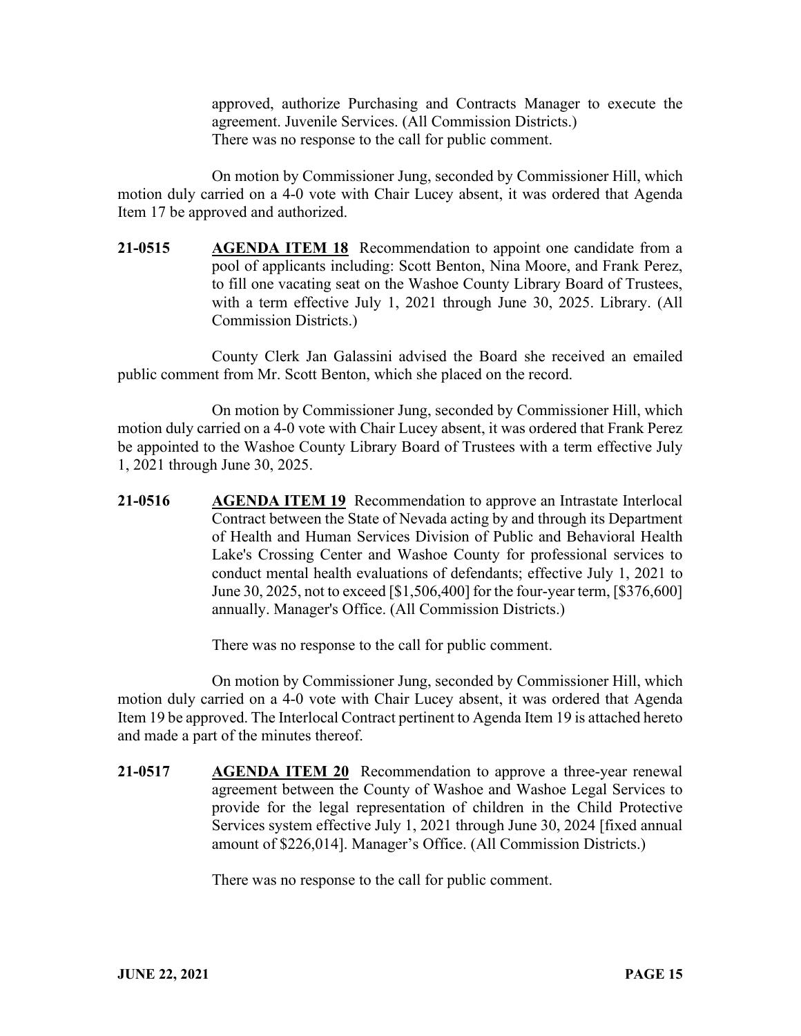approved, authorize Purchasing and Contracts Manager to execute the agreement. Juvenile Services. (All Commission Districts.)
There was no response to the call for public comment.

On motion by Commissioner Jung, seconded by Commissioner Hill, which motion duly carried on a 4-0 vote with Chair Lucey absent, it was ordered that Agenda Item 17 be approved and authorized.

**21-0515** **AGENDA ITEM 18** Recommendation to appoint one candidate from a pool of applicants including: Scott Benton, Nina Moore, and Frank Perez, to fill one vacating seat on the Washoe County Library Board of Trustees, with a term effective July 1, 2021 through June 30, 2025. Library. (All Commission Districts.)

County Clerk Jan Galassini advised the Board she received an emailed public comment from Mr. Scott Benton, which she placed on the record.

On motion by Commissioner Jung, seconded by Commissioner Hill, which motion duly carried on a 4-0 vote with Chair Lucey absent, it was ordered that Frank Perez be appointed to the Washoe County Library Board of Trustees with a term effective July 1, 2021 through June 30, 2025.

**21-0516** **AGENDA ITEM 19** Recommendation to approve an Intrastate Interlocal Contract between the State of Nevada acting by and through its Department of Health and Human Services Division of Public and Behavioral Health Lake's Crossing Center and Washoe County for professional services to conduct mental health evaluations of defendants; effective July 1, 2021 to June 30, 2025, not to exceed [$1,506,400] for the four-year term, [$376,600] annually. Manager's Office. (All Commission Districts.)

There was no response to the call for public comment.

On motion by Commissioner Jung, seconded by Commissioner Hill, which motion duly carried on a 4-0 vote with Chair Lucey absent, it was ordered that Agenda Item 19 be approved. The Interlocal Contract pertinent to Agenda Item 19 is attached hereto and made a part of the minutes thereof.

**21-0517** **AGENDA ITEM 20** Recommendation to approve a three-year renewal agreement between the County of Washoe and Washoe Legal Services to provide for the legal representation of children in the Child Protective Services system effective July 1, 2021 through June 30, 2024 [fixed annual amount of $226,014]. Manager's Office. (All Commission Districts.)

There was no response to the call for public comment.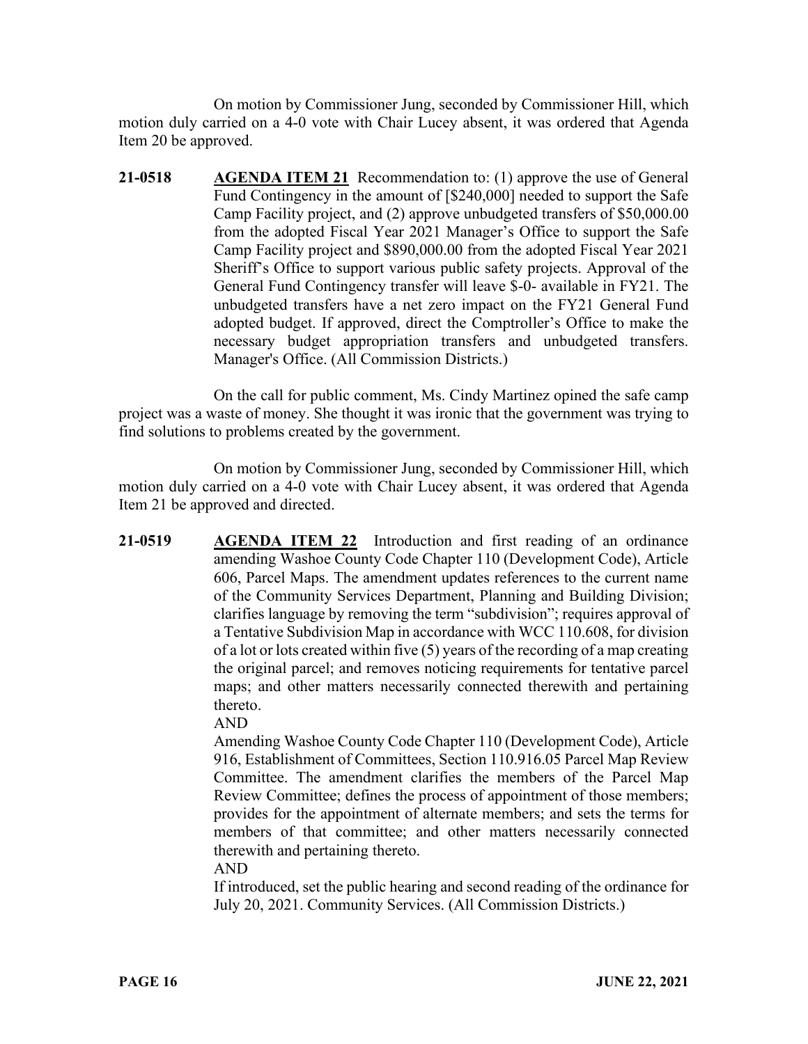On motion by Commissioner Jung, seconded by Commissioner Hill, which motion duly carried on a 4-0 vote with Chair Lucey absent, it was ordered that Agenda Item 20 be approved.

**21-0518** **AGENDA ITEM 21** Recommendation to: (1) approve the use of General Fund Contingency in the amount of [$240,000] needed to support the Safe Camp Facility project, and (2) approve unbudgeted transfers of $50,000.00 from the adopted Fiscal Year 2021 Manager's Office to support the Safe Camp Facility project and $890,000.00 from the adopted Fiscal Year 2021 Sheriff's Office to support various public safety projects. Approval of the General Fund Contingency transfer will leave $-0- available in FY21. The unbudgeted transfers have a net zero impact on the FY21 General Fund adopted budget. If approved, direct the Comptroller's Office to make the necessary budget appropriation transfers and unbudgeted transfers. Manager's Office. (All Commission Districts.)

On the call for public comment, Ms. Cindy Martinez opined the safe camp project was a waste of money. She thought it was ironic that the government was trying to find solutions to problems created by the government.

On motion by Commissioner Jung, seconded by Commissioner Hill, which motion duly carried on a 4-0 vote with Chair Lucey absent, it was ordered that Agenda Item 21 be approved and directed.

**21-0519** **AGENDA ITEM 22** Introduction and first reading of an ordinance amending Washoe County Code Chapter 110 (Development Code), Article 606, Parcel Maps. The amendment updates references to the current name of the Community Services Department, Planning and Building Division; clarifies language by removing the term "subdivision"; requires approval of a Tentative Subdivision Map in accordance with WCC 110.608, for division of a lot or lots created within five (5) years of the recording of a map creating the original parcel; and removes noticing requirements for tentative parcel maps; and other matters necessarily connected therewith and pertaining thereto.

AND

Amending Washoe County Code Chapter 110 (Development Code), Article 916, Establishment of Committees, Section 110.916.05 Parcel Map Review Committee. The amendment clarifies the members of the Parcel Map Review Committee; defines the process of appointment of those members; provides for the appointment of alternate members; and sets the terms for members of that committee; and other matters necessarily connected therewith and pertaining thereto.

AND

If introduced, set the public hearing and second reading of the ordinance for July 20, 2021. Community Services. (All Commission Districts.)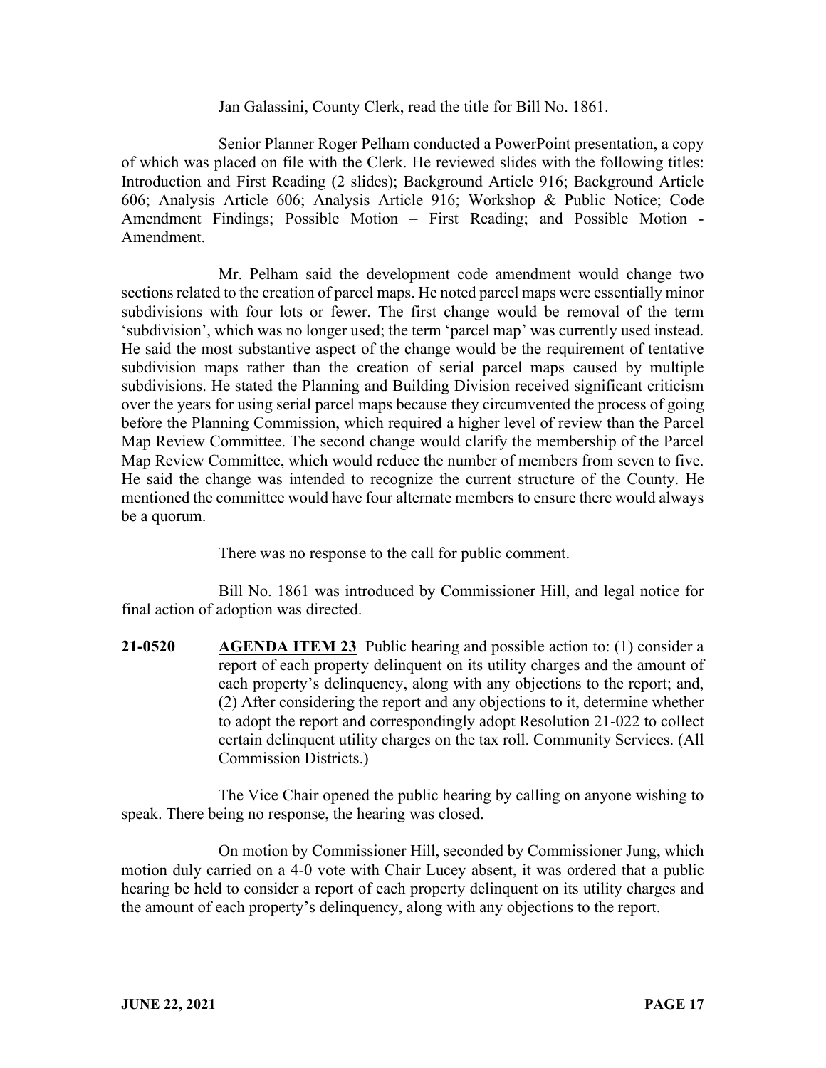Jan Galassini, County Clerk, read the title for Bill No. 1861.

Senior Planner Roger Pelham conducted a PowerPoint presentation, a copy of which was placed on file with the Clerk. He reviewed slides with the following titles: Introduction and First Reading (2 slides); Background Article 916; Background Article 606; Analysis Article 606; Analysis Article 916; Workshop & Public Notice; Code Amendment Findings; Possible Motion – First Reading; and Possible Motion - Amendment.

Mr. Pelham said the development code amendment would change two sections related to the creation of parcel maps. He noted parcel maps were essentially minor subdivisions with four lots or fewer. The first change would be removal of the term 'subdivision', which was no longer used; the term 'parcel map' was currently used instead. He said the most substantive aspect of the change would be the requirement of tentative subdivision maps rather than the creation of serial parcel maps caused by multiple subdivisions. He stated the Planning and Building Division received significant criticism over the years for using serial parcel maps because they circumvented the process of going before the Planning Commission, which required a higher level of review than the Parcel Map Review Committee. The second change would clarify the membership of the Parcel Map Review Committee, which would reduce the number of members from seven to five. He said the change was intended to recognize the current structure of the County. He mentioned the committee would have four alternate members to ensure there would always be a quorum.

There was no response to the call for public comment.

Bill No. 1861 was introduced by Commissioner Hill, and legal notice for final action of adoption was directed.

**21-0520** **AGENDA ITEM 23** Public hearing and possible action to: (1) consider a report of each property delinquent on its utility charges and the amount of each property's delinquency, along with any objections to the report; and, (2) After considering the report and any objections to it, determine whether to adopt the report and correspondingly adopt Resolution 21-022 to collect certain delinquent utility charges on the tax roll. Community Services. (All Commission Districts.)

The Vice Chair opened the public hearing by calling on anyone wishing to speak. There being no response, the hearing was closed.

On motion by Commissioner Hill, seconded by Commissioner Jung, which motion duly carried on a 4-0 vote with Chair Lucey absent, it was ordered that a public hearing be held to consider a report of each property delinquent on its utility charges and the amount of each property's delinquency, along with any objections to the report.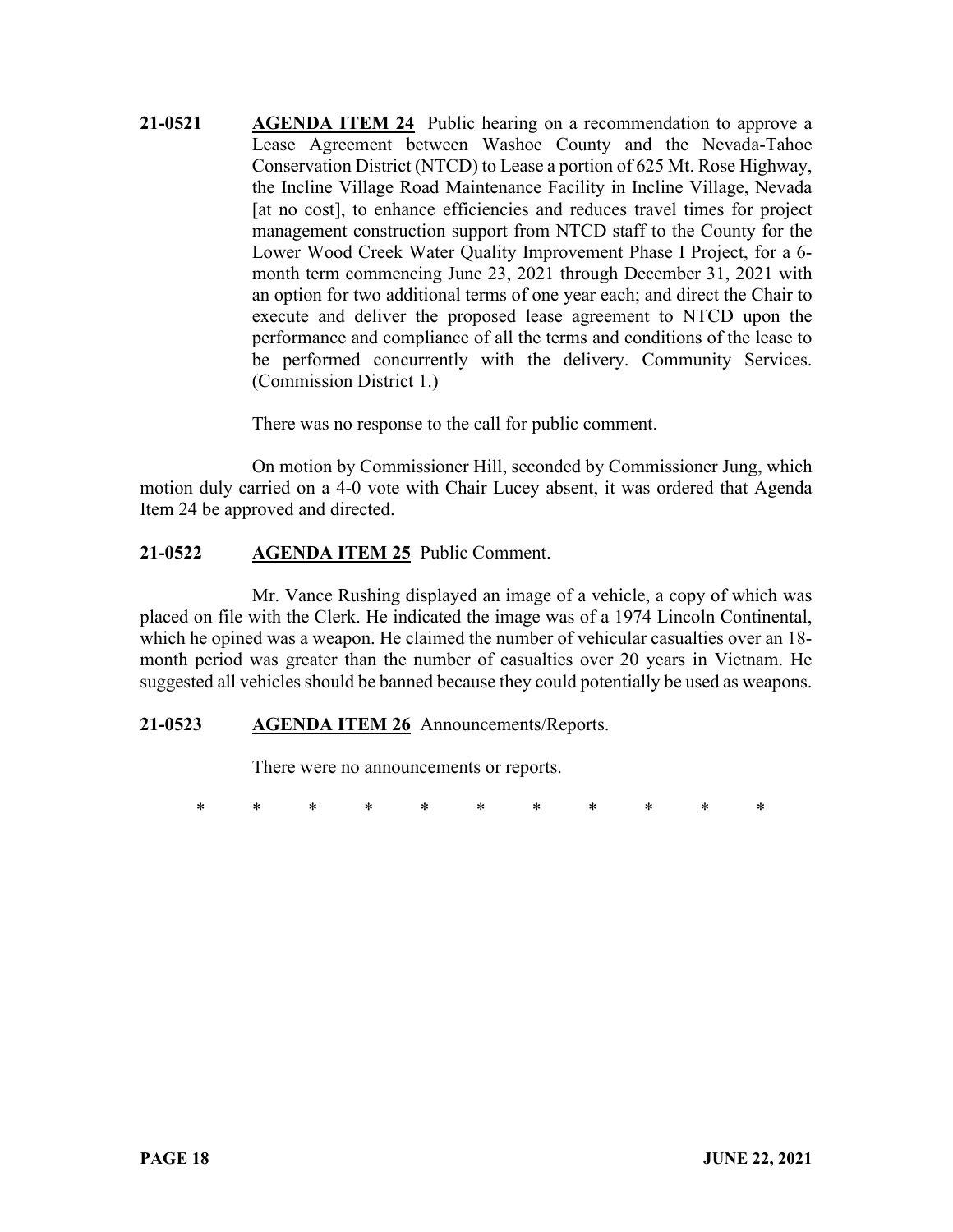**21-0521** **AGENDA ITEM 24** Public hearing on a recommendation to approve a Lease Agreement between Washoe County and the Nevada-Tahoe Conservation District (NTCD) to Lease a portion of 625 Mt. Rose Highway, the Incline Village Road Maintenance Facility in Incline Village, Nevada [at no cost], to enhance efficiencies and reduces travel times for project management construction support from NTCD staff to the County for the Lower Wood Creek Water Quality Improvement Phase I Project, for a 6-month term commencing June 23, 2021 through December 31, 2021 with an option for two additional terms of one year each; and direct the Chair to execute and deliver the proposed lease agreement to NTCD upon the performance and compliance of all the terms and conditions of the lease to be performed concurrently with the delivery. Community Services. (Commission District 1.)

There was no response to the call for public comment.

On motion by Commissioner Hill, seconded by Commissioner Jung, which motion duly carried on a 4-0 vote with Chair Lucey absent, it was ordered that Agenda Item 24 be approved and directed.

**21-0522** **AGENDA ITEM 25** Public Comment.

Mr. Vance Rushing displayed an image of a vehicle, a copy of which was placed on file with the Clerk. He indicated the image was of a 1974 Lincoln Continental, which he opined was a weapon. He claimed the number of vehicular casualties over an 18-month period was greater than the number of casualties over 20 years in Vietnam. He suggested all vehicles should be banned because they could potentially be used as weapons.

**21-0523** **AGENDA ITEM 26** Announcements/Reports.

There were no announcements or reports.

\* \* \* \* \* \* \* \* \* \* \*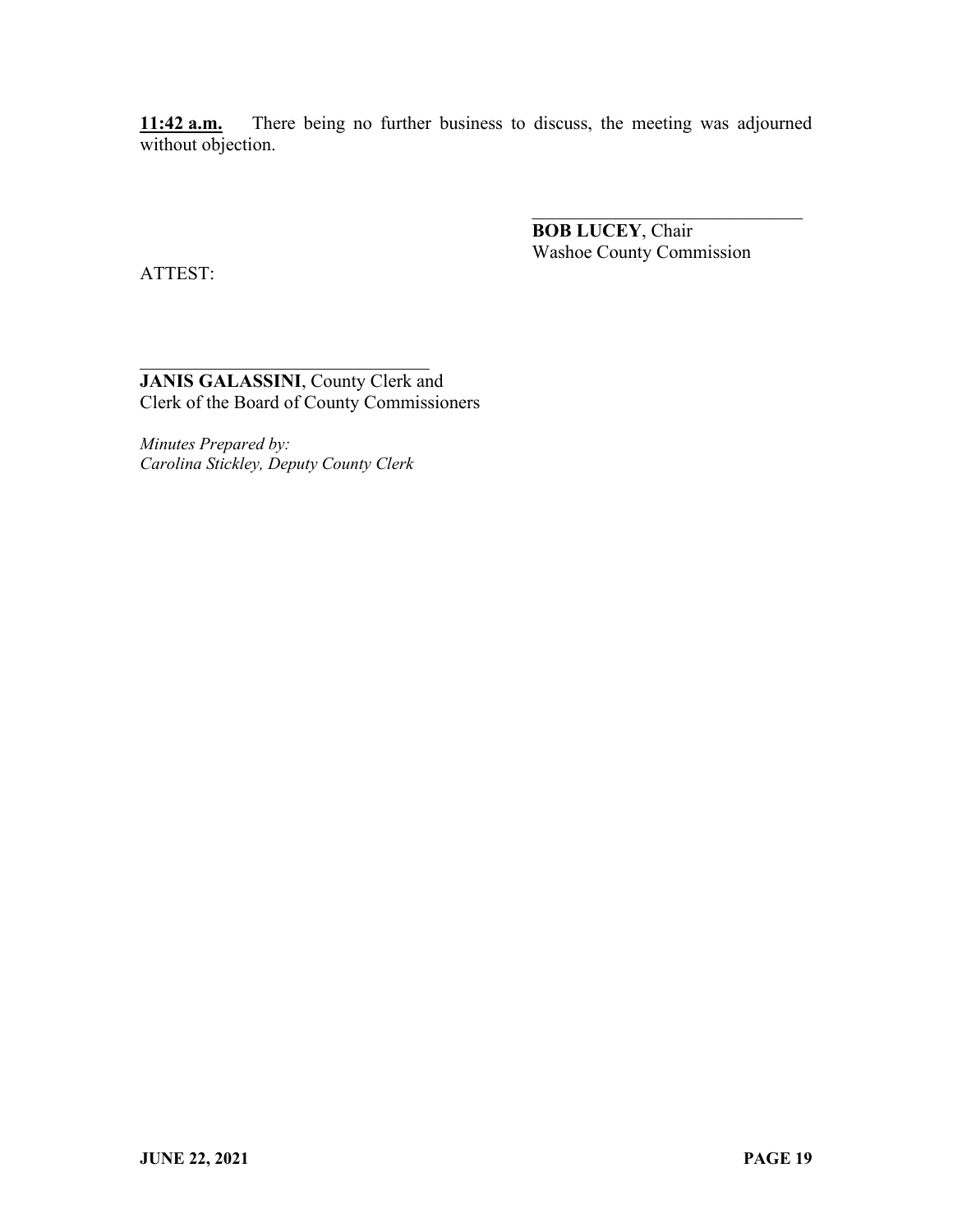**11:42 a.m.** There being no further business to discuss, the meeting was adjourned without objection.

\_\_\_\_\_\_\_\_\_\_\_\_\_\_\_\_\_\_\_\_\_\_\_\_\_\_\_\_\_\_

**BOB LUCEY**, Chair
Washoe County Commission

ATTEST:

\_\_\_\_\_\_\_\_\_\_\_\_\_\_\_\_\_\_\_\_\_\_\_\_\_\_\_\_\_\_

**JANIS GALASSINI**, County Clerk and
Clerk of the Board of County Commissioners

*Minutes Prepared by:*
*Carolina Stickley, Deputy County Clerk*